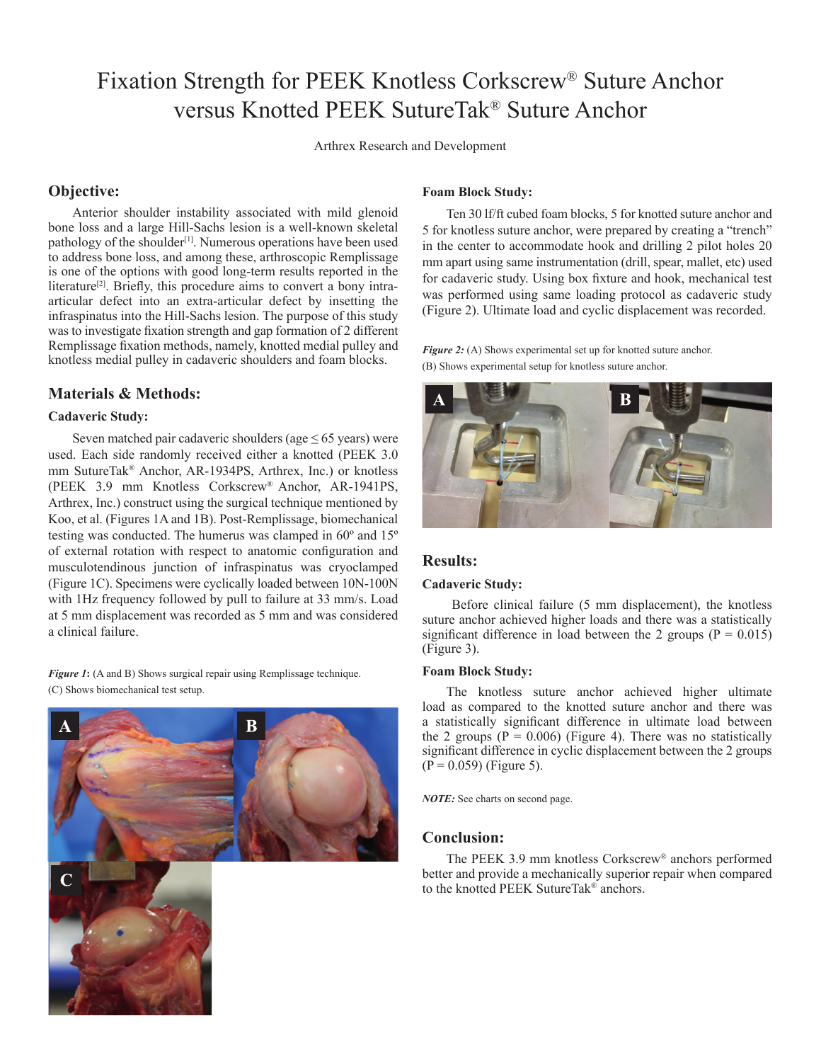# Fixation Strength for PEEK Knotless Corkscrew® Suture Anchor versus Knotted PEEK SutureTak® Suture Anchor

Arthrex Research and Development

## Objective:

Anterior shoulder instability associated with mild glenoid bone loss and a large Hill-Sachs lesion is a well-known skeletal pathology of the shoulder[1]. Numerous operations have been used to address bone loss, and among these, arthroscopic Remplissage is one of the options with good long-term results reported in the literature[2]. Briefly, this procedure aims to convert a bony intra-articular defect into an extra-articular defect by insetting the infraspinatus into the Hill-Sachs lesion. The purpose of this study was to investigate fixation strength and gap formation of 2 different Remplissage fixation methods, namely, knotted medial pulley and knotless medial pulley in cadaveric shoulders and foam blocks.

## Materials & Methods:

### Cadaveric Study:

Seven matched pair cadaveric shoulders (age ≤ 65 years) were used. Each side randomly received either a knotted (PEEK 3.0 mm SutureTak® Anchor, AR-1934PS, Arthrex, Inc.) or knotless (PEEK 3.9 mm Knotless Corkscrew® Anchor, AR-1941PS, Arthrex, Inc.) construct using the surgical technique mentioned by Koo, et al. (Figures 1A and 1B). Post-Remplissage, biomechanical testing was conducted. The humerus was clamped in 60º and 15º of external rotation with respect to anatomic configuration and musculotendinous junction of infraspinatus was cryoclamped (Figure 1C). Specimens were cyclically loaded between 10N-100N with 1Hz frequency followed by pull to failure at 33 mm/s. Load at 5 mm displacement was recorded as 5 mm and was considered a clinical failure.

***Figure 1*:** (A and B) Shows surgical repair using Remplissage technique. (C) Shows biomechanical test setup.

### Foam Block Study:

Ten 30 lf/ft cubed foam blocks, 5 for knotted suture anchor and 5 for knotless suture anchor, were prepared by creating a "trench" in the center to accommodate hook and drilling 2 pilot holes 20 mm apart using same instrumentation (drill, spear, mallet, etc) used for cadaveric study. Using box fixture and hook, mechanical test was performed using same loading protocol as cadaveric study (Figure 2). Ultimate load and cyclic displacement was recorded.

***Figure 2:*** (A) Shows experimental set up for knotted suture anchor. (B) Shows experimental setup for knotless suture anchor.

## Results:

### Cadaveric Study:

Before clinical failure (5 mm displacement), the knotless suture anchor achieved higher loads and there was a statistically significant difference in load between the 2 groups ($P = 0.015$) (Figure 3).

### Foam Block Study:

The knotless suture anchor achieved higher ultimate load as compared to the knotted suture anchor and there was a statistically significant difference in ultimate load between the 2 groups ($P = 0.006$) (Figure 4). There was no statistically significant difference in cyclic displacement between the 2 groups ($P = 0.059$) (Figure 5).

***NOTE:*** See charts on second page.

## Conclusion:

The PEEK 3.9 mm knotless Corkscrew® anchors performed better and provide a mechanically superior repair when compared to the knotted PEEK SutureTak® anchors.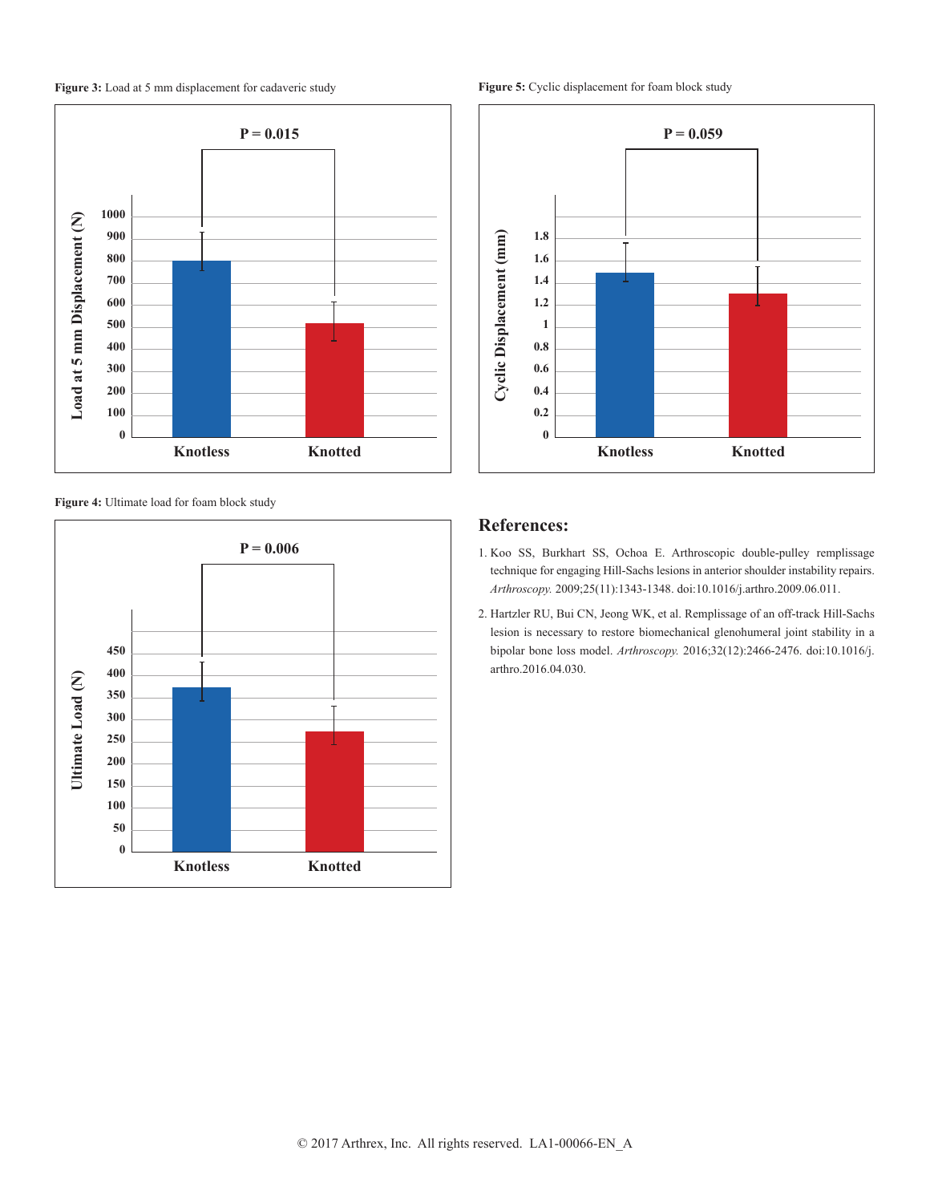**Figure 3:** Load at 5 mm displacement for cadaveric study

P = 0.015

Load at 5 mm Displacement (N)

1000
900
800
700
600
500
400
300
200
100
0

Knotless
Knotted

**Figure 4:** Ultimate load for foam block study

P = 0.006

Ultimate Load (N)

450
400
350
300
250
200
150
100
50
0

Knotless
Knotted

**Figure 5:** Cyclic displacement for foam block study

P = 0.059

Cyclic Displacement (mm)

1.8
1.6
1.4
1.2
1
0.8
0.6
0.4
0.2
0

Knotless
Knotted

## References:

1. Koo SS, Burkhart SS, Ochoa E. Arthroscopic double-pulley remplissage technique for engaging Hill-Sachs lesions in anterior shoulder instability repairs. *Arthroscopy.* 2009;25(11):1343-1348. doi:10.1016/j.arthro.2009.06.011.
2. Hartzler RU, Bui CN, Jeong WK, et al. Remplissage of an off-track Hill-Sachs lesion is necessary to restore biomechanical glenohumeral joint stability in a bipolar bone loss model. *Arthroscopy.* 2016;32(12):2466-2476. doi:10.1016/j.arthro.2016.04.030.

© 2017 Arthrex, Inc. All rights reserved. LA1-00066-EN_A